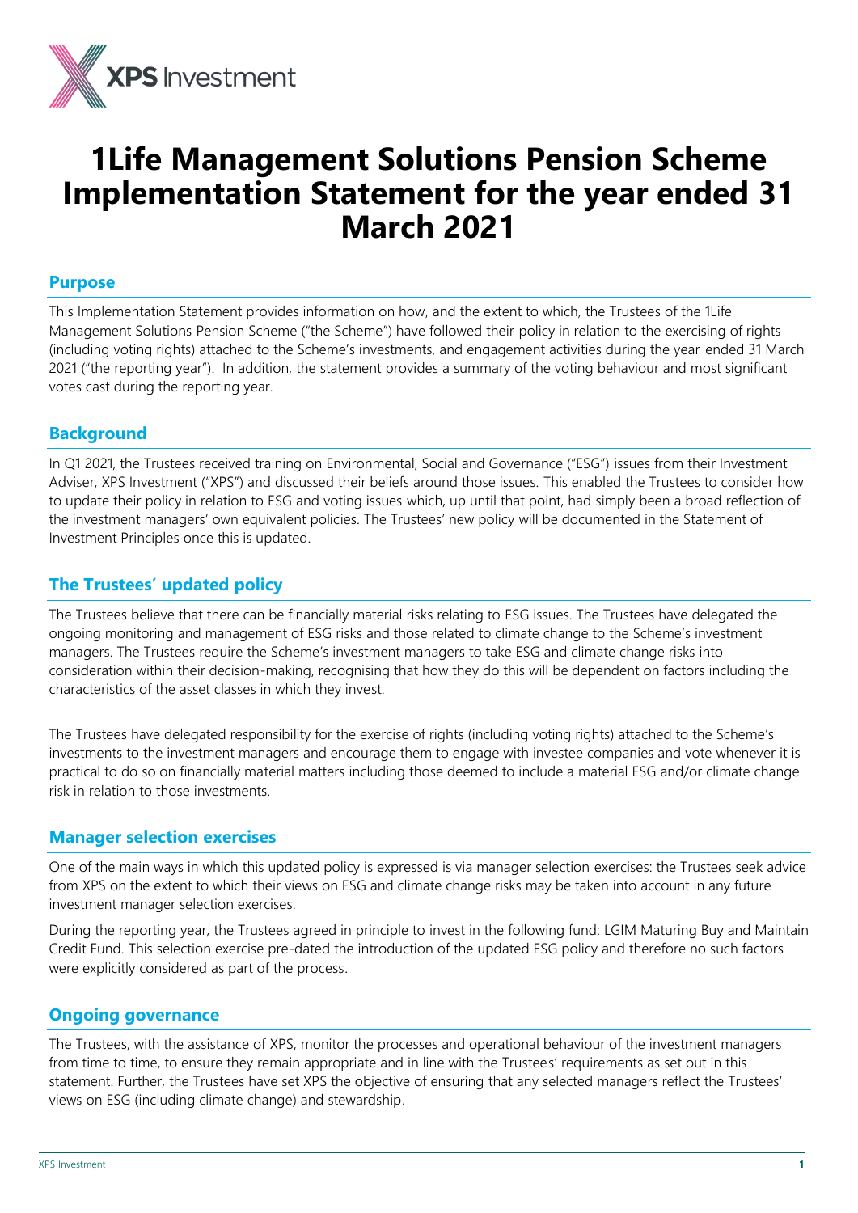# 1Life Management Solutions Pension Scheme Implementation Statement for the year ended 31 March 2021

## Purpose

This Implementation Statement provides information on how, and the extent to which, the Trustees of the 1Life Management Solutions Pension Scheme ("the Scheme") have followed their policy in relation to the exercising of rights (including voting rights) attached to the Scheme's investments, and engagement activities during the year ended 31 March 2021 ("the reporting year"). In addition, the statement provides a summary of the voting behaviour and most significant votes cast during the reporting year.

## Background

In Q1 2021, the Trustees received training on Environmental, Social and Governance ("ESG") issues from their Investment Adviser, XPS Investment ("XPS") and discussed their beliefs around those issues. This enabled the Trustees to consider how to update their policy in relation to ESG and voting issues which, up until that point, had simply been a broad reflection of the investment managers' own equivalent policies. The Trustees' new policy will be documented in the Statement of Investment Principles once this is updated.

## The Trustees' updated policy

The Trustees believe that there can be financially material risks relating to ESG issues. The Trustees have delegated the ongoing monitoring and management of ESG risks and those related to climate change to the Scheme's investment managers. The Trustees require the Scheme's investment managers to take ESG and climate change risks into consideration within their decision-making, recognising that how they do this will be dependent on factors including the characteristics of the asset classes in which they invest.

The Trustees have delegated responsibility for the exercise of rights (including voting rights) attached to the Scheme's investments to the investment managers and encourage them to engage with investee companies and vote whenever it is practical to do so on financially material matters including those deemed to include a material ESG and/or climate change risk in relation to those investments.

## Manager selection exercises

One of the main ways in which this updated policy is expressed is via manager selection exercises: the Trustees seek advice from XPS on the extent to which their views on ESG and climate change risks may be taken into account in any future investment manager selection exercises.

During the reporting year, the Trustees agreed in principle to invest in the following fund: LGIM Maturing Buy and Maintain Credit Fund. This selection exercise pre-dated the introduction of the updated ESG policy and therefore no such factors were explicitly considered as part of the process.

## Ongoing governance

The Trustees, with the assistance of XPS, monitor the processes and operational behaviour of the investment managers from time to time, to ensure they remain appropriate and in line with the Trustees' requirements as set out in this statement. Further, the Trustees have set XPS the objective of ensuring that any selected managers reflect the Trustees' views on ESG (including climate change) and stewardship.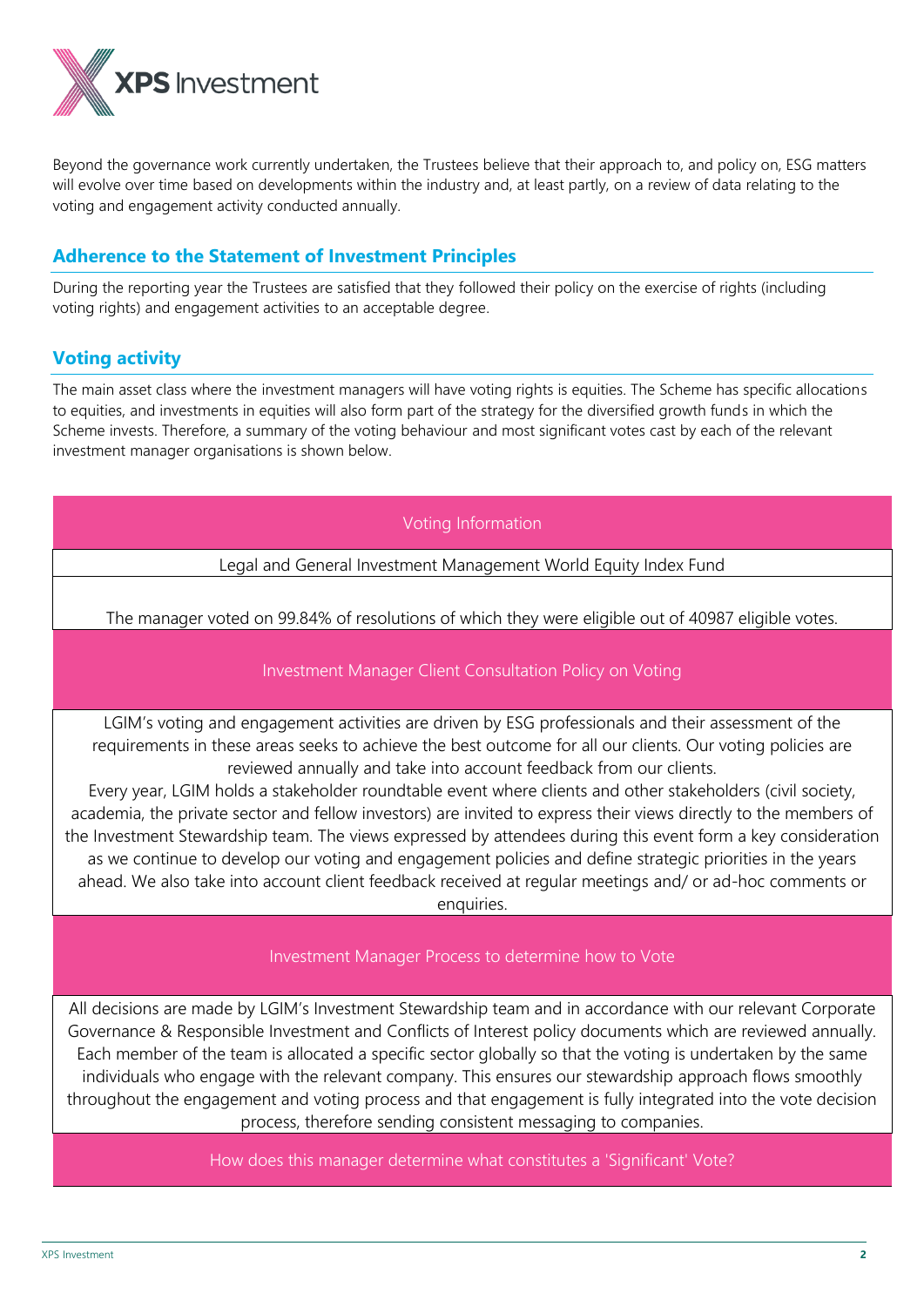Beyond the governance work currently undertaken, the Trustees believe that their approach to, and policy on, ESG matters will evolve over time based on developments within the industry and, at least partly, on a review of data relating to the voting and engagement activity conducted annually.

## Adherence to the Statement of Investment Principles

During the reporting year the Trustees are satisfied that they followed their policy on the exercise of rights (including voting rights) and engagement activities to an acceptable degree.

## Voting activity

The main asset class where the investment managers will have voting rights is equities. The Scheme has specific allocations to equities, and investments in equities will also form part of the strategy for the diversified growth funds in which the Scheme invests. Therefore, a summary of the voting behaviour and most significant votes cast by each of the relevant investment manager organisations is shown below.

| Voting Information |
|---|
| Legal and General Investment Management World Equity Index Fund |
| The manager voted on 99.84% of resolutions of which they were eligible out of 40987 eligible votes. |
| **Investment Manager Client Consultation Policy on Voting** |
| LGIM's voting and engagement activities are driven by ESG professionals and their assessment of the requirements in these areas seeks to achieve the best outcome for all our clients. Our voting policies are reviewed annually and take into account feedback from our clients. Every year, LGIM holds a stakeholder roundtable event where clients and other stakeholders (civil society, academia, the private sector and fellow investors) are invited to express their views directly to the members of the Investment Stewardship team. The views expressed by attendees during this event form a key consideration as we continue to develop our voting and engagement policies and define strategic priorities in the years ahead. We also take into account client feedback received at regular meetings and/ or ad-hoc comments or enquiries. |
| **Investment Manager Process to determine how to Vote** |
| All decisions are made by LGIM's Investment Stewardship team and in accordance with our relevant Corporate Governance & Responsible Investment and Conflicts of Interest policy documents which are reviewed annually. Each member of the team is allocated a specific sector globally so that the voting is undertaken by the same individuals who engage with the relevant company. This ensures our stewardship approach flows smoothly throughout the engagement and voting process and that engagement is fully integrated into the vote decision process, therefore sending consistent messaging to companies. |
| **How does this manager determine what constitutes a 'Significant' Vote?** |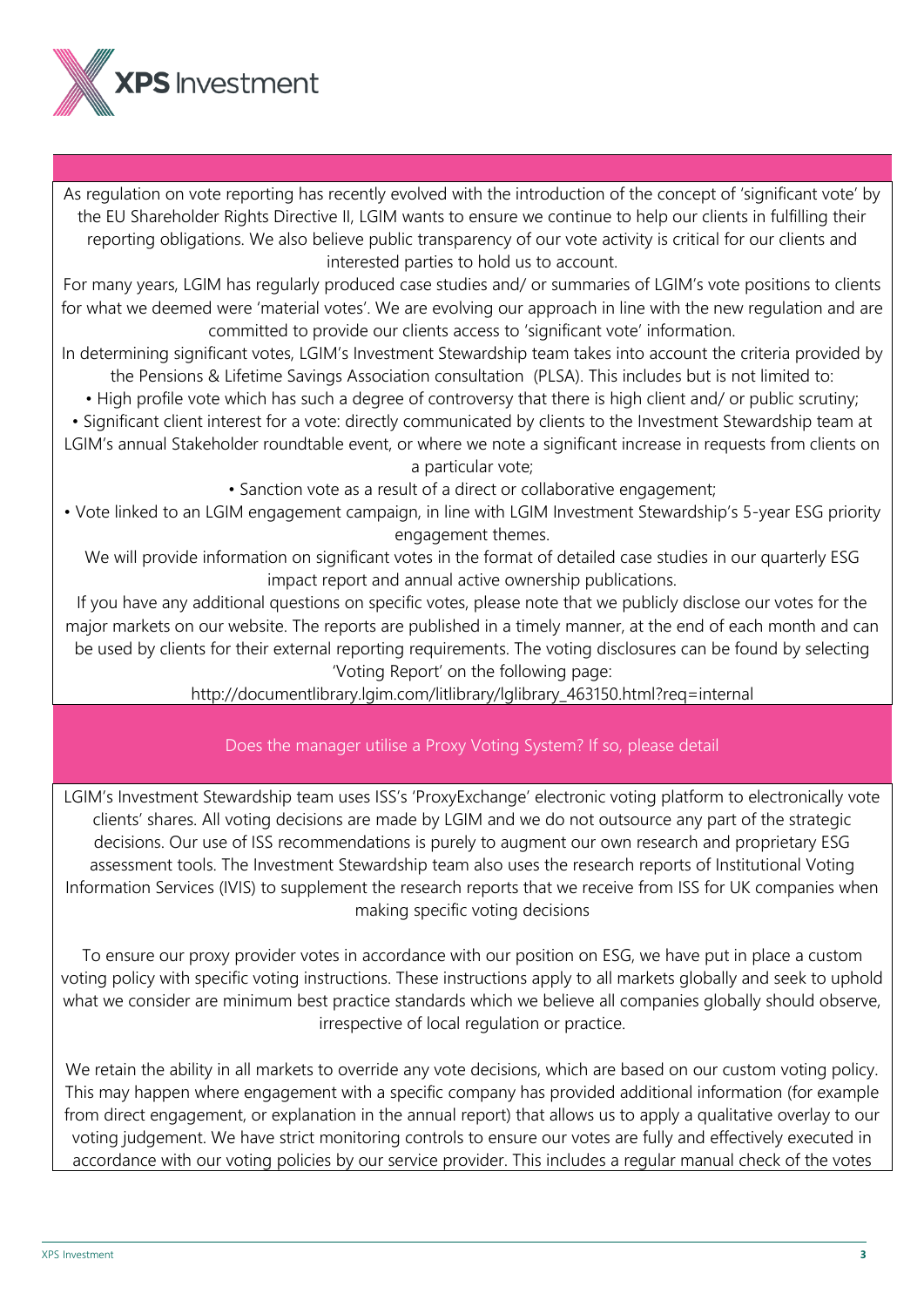As regulation on vote reporting has recently evolved with the introduction of the concept of 'significant vote' by the EU Shareholder Rights Directive II, LGIM wants to ensure we continue to help our clients in fulfilling their reporting obligations. We also believe public transparency of our vote activity is critical for our clients and interested parties to hold us to account.

For many years, LGIM has regularly produced case studies and/ or summaries of LGIM's vote positions to clients for what we deemed were 'material votes'. We are evolving our approach in line with the new regulation and are committed to provide our clients access to 'significant vote' information.

In determining significant votes, LGIM's Investment Stewardship team takes into account the criteria provided by the Pensions & Lifetime Savings Association consultation (PLSA). This includes but is not limited to:

- High profile vote which has such a degree of controversy that there is high client and/ or public scrutiny;
- Significant client interest for a vote: directly communicated by clients to the Investment Stewardship team at LGIM's annual Stakeholder roundtable event, or where we note a significant increase in requests from clients on a particular vote;
- Sanction vote as a result of a direct or collaborative engagement;
- Vote linked to an LGIM engagement campaign, in line with LGIM Investment Stewardship's 5-year ESG priority engagement themes.

We will provide information on significant votes in the format of detailed case studies in our quarterly ESG impact report and annual active ownership publications.

If you have any additional questions on specific votes, please note that we publicly disclose our votes for the major markets on our website. The reports are published in a timely manner, at the end of each month and can be used by clients for their external reporting requirements. The voting disclosures can be found by selecting 'Voting Report' on the following page:

http://documentlibrary.lgim.com/litlibrary/lglibrary_463150.html?req=internal

## Does the manager utilise a Proxy Voting System? If so, please detail

LGIM's Investment Stewardship team uses ISS's 'ProxyExchange' electronic voting platform to electronically vote clients' shares. All voting decisions are made by LGIM and we do not outsource any part of the strategic decisions. Our use of ISS recommendations is purely to augment our own research and proprietary ESG assessment tools. The Investment Stewardship team also uses the research reports of Institutional Voting Information Services (IVIS) to supplement the research reports that we receive from ISS for UK companies when making specific voting decisions

To ensure our proxy provider votes in accordance with our position on ESG, we have put in place a custom voting policy with specific voting instructions. These instructions apply to all markets globally and seek to uphold what we consider are minimum best practice standards which we believe all companies globally should observe, irrespective of local regulation or practice.

We retain the ability in all markets to override any vote decisions, which are based on our custom voting policy. This may happen where engagement with a specific company has provided additional information (for example from direct engagement, or explanation in the annual report) that allows us to apply a qualitative overlay to our voting judgement. We have strict monitoring controls to ensure our votes are fully and effectively executed in accordance with our voting policies by our service provider. This includes a regular manual check of the votes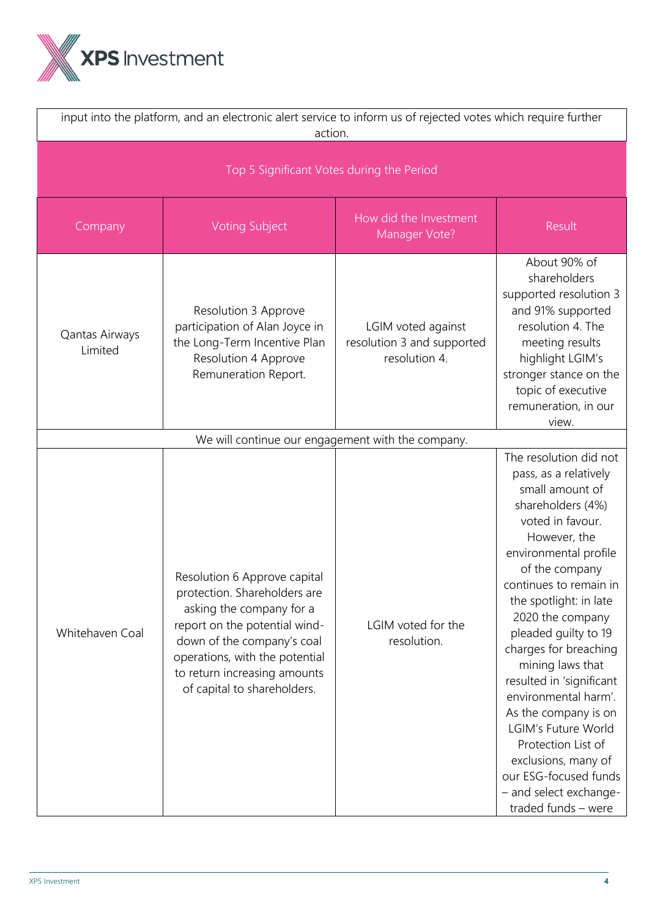input into the platform, and an electronic alert service to inform us of rejected votes which require further action.

| Top 5 Significant Votes during the Period | | | |
|---|---|---|---|
| Company | Voting Subject | How did the Investment Manager Vote? | Result |
| Qantas Airways Limited | Resolution 3 Approve participation of Alan Joyce in the Long-Term Incentive Plan Resolution 4 Approve Remuneration Report. | LGIM voted against resolution 3 and supported resolution 4. | About 90% of shareholders supported resolution 3 and 91% supported resolution 4. The meeting results highlight LGIM's stronger stance on the topic of executive remuneration, in our view. |
| We will continue our engagement with the company. | | | |
| Whitehaven Coal | Resolution 6 Approve capital protection. Shareholders are asking the company for a report on the potential wind-down of the company's coal operations, with the potential to return increasing amounts of capital to shareholders. | LGIM voted for the resolution. | The resolution did not pass, as a relatively small amount of shareholders (4%) voted in favour. However, the environmental profile of the company continues to remain in the spotlight: in late 2020 the company pleaded guilty to 19 charges for breaching mining laws that resulted in 'significant environmental harm'. As the company is on LGIM's Future World Protection List of exclusions, many of our ESG-focused funds – and select exchange-traded funds – were |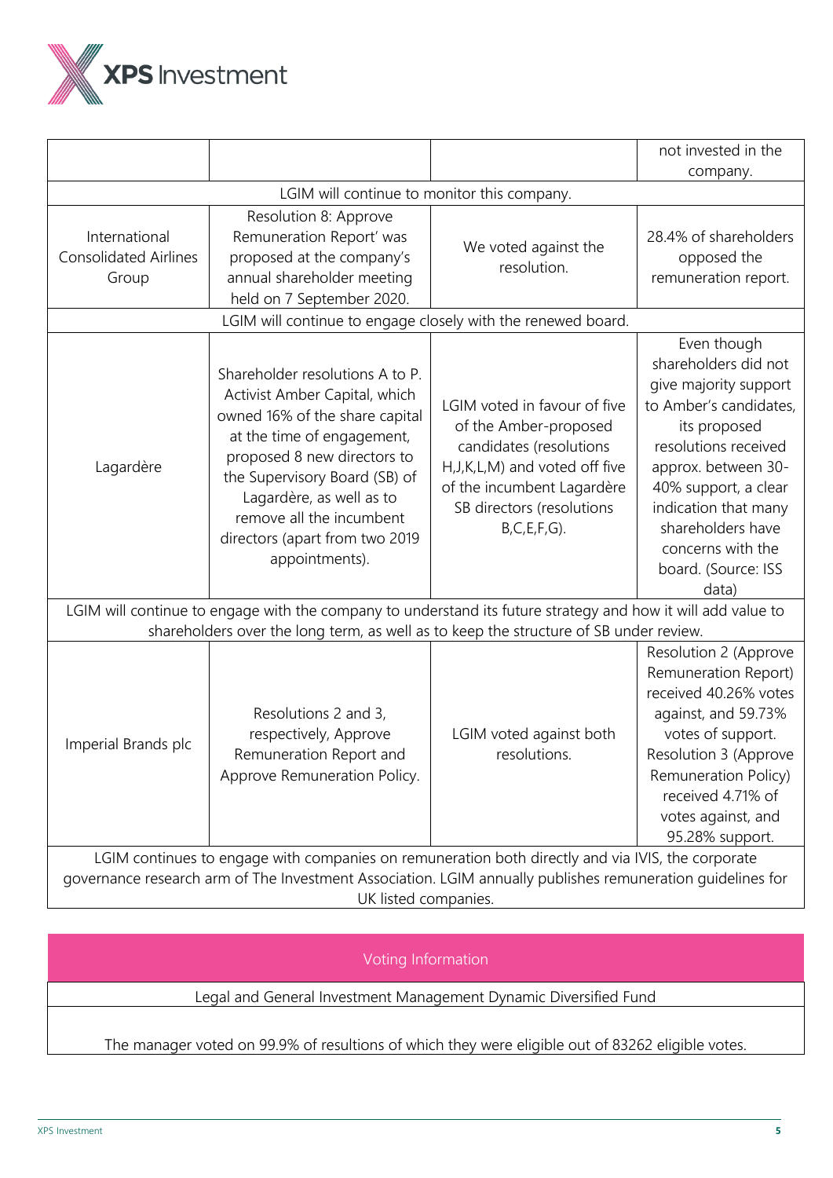| | | | |
|---|---|---|---|
| | | | not invested in the company. |
| LGIM will continue to monitor this company. | | | |
| International Consolidated Airlines Group | Resolution 8: Approve Remuneration Report' was proposed at the company's annual shareholder meeting held on 7 September 2020. | We voted against the resolution. | 28.4% of shareholders opposed the remuneration report. |
| LGIM will continue to engage closely with the renewed board. | | | |
| Lagardère | Shareholder resolutions A to P. Activist Amber Capital, which owned 16% of the share capital at the time of engagement, proposed 8 new directors to the Supervisory Board (SB) of Lagardère, as well as to remove all the incumbent directors (apart from two 2019 appointments). | LGIM voted in favour of five of the Amber-proposed candidates (resolutions H,J,K,L,M) and voted off five of the incumbent Lagardère SB directors (resolutions B,C,E,F,G). | Even though shareholders did not give majority support to Amber's candidates, its proposed resolutions received approx. between 30-40% support, a clear indication that many shareholders have concerns with the board. (Source: ISS data) |
| LGIM will continue to engage with the company to understand its future strategy and how it will add value to shareholders over the long term, as well as to keep the structure of SB under review. | | | |
| Imperial Brands plc | Resolutions 2 and 3, respectively, Approve Remuneration Report and Approve Remuneration Policy. | LGIM voted against both resolutions. | Resolution 2 (Approve Remuneration Report) received 40.26% votes against, and 59.73% votes of support. Resolution 3 (Approve Remuneration Policy) received 4.71% of votes against, and 95.28% support. |
| LGIM continues to engage with companies on remuneration both directly and via IVIS, the corporate governance research arm of The Investment Association. LGIM annually publishes remuneration guidelines for UK listed companies. | | | |

| Voting Information |
|---|
| Legal and General Investment Management Dynamic Diversified Fund |
| The manager voted on 99.9% of resultions of which they were eligible out of 83262 eligible votes. |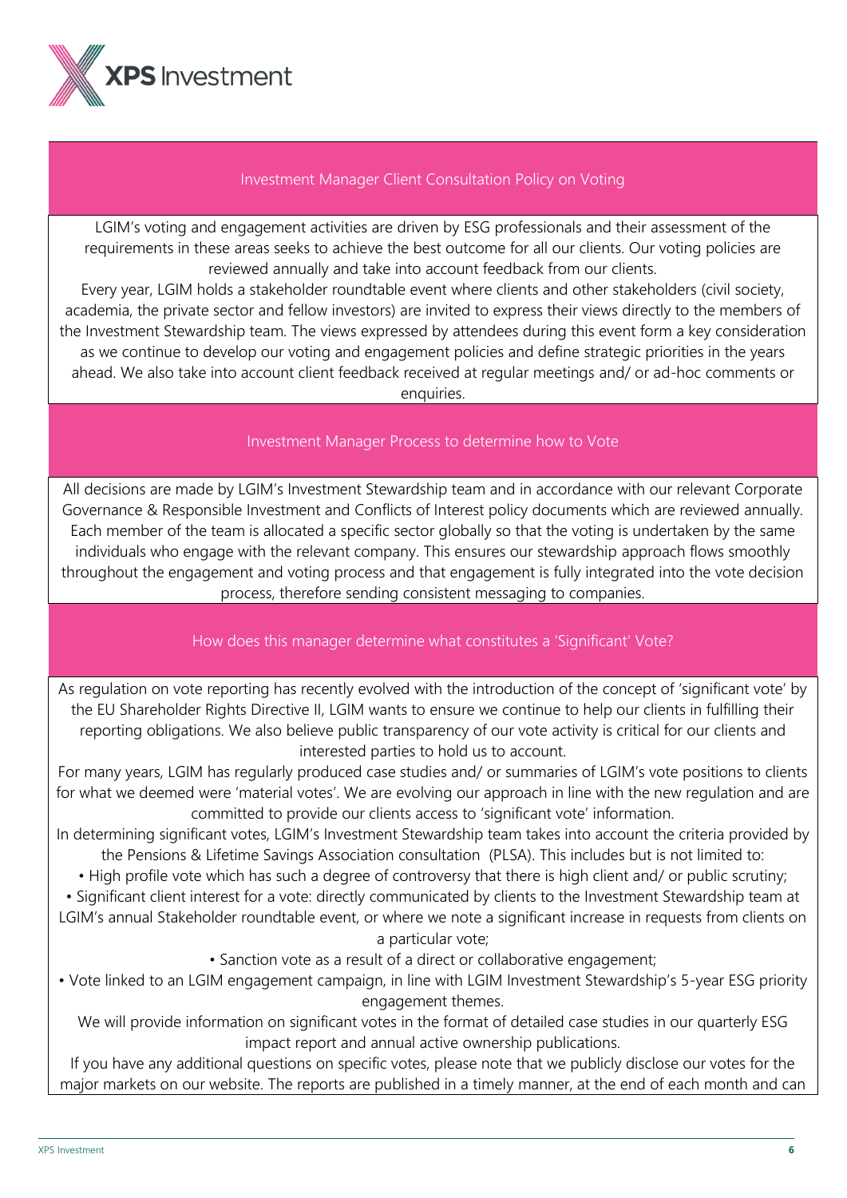## Investment Manager Client Consultation Policy on Voting

LGIM's voting and engagement activities are driven by ESG professionals and their assessment of the requirements in these areas seeks to achieve the best outcome for all our clients. Our voting policies are reviewed annually and take into account feedback from our clients.

Every year, LGIM holds a stakeholder roundtable event where clients and other stakeholders (civil society, academia, the private sector and fellow investors) are invited to express their views directly to the members of the Investment Stewardship team. The views expressed by attendees during this event form a key consideration as we continue to develop our voting and engagement policies and define strategic priorities in the years ahead. We also take into account client feedback received at regular meetings and/ or ad-hoc comments or enquiries.

## Investment Manager Process to determine how to Vote

All decisions are made by LGIM's Investment Stewardship team and in accordance with our relevant Corporate Governance & Responsible Investment and Conflicts of Interest policy documents which are reviewed annually. Each member of the team is allocated a specific sector globally so that the voting is undertaken by the same individuals who engage with the relevant company. This ensures our stewardship approach flows smoothly throughout the engagement and voting process and that engagement is fully integrated into the vote decision process, therefore sending consistent messaging to companies.

## How does this manager determine what constitutes a 'Significant' Vote?

As regulation on vote reporting has recently evolved with the introduction of the concept of 'significant vote' by the EU Shareholder Rights Directive II, LGIM wants to ensure we continue to help our clients in fulfilling their reporting obligations. We also believe public transparency of our vote activity is critical for our clients and interested parties to hold us to account.

For many years, LGIM has regularly produced case studies and/ or summaries of LGIM's vote positions to clients for what we deemed were 'material votes'. We are evolving our approach in line with the new regulation and are committed to provide our clients access to 'significant vote' information.

In determining significant votes, LGIM's Investment Stewardship team takes into account the criteria provided by the Pensions & Lifetime Savings Association consultation (PLSA). This includes but is not limited to:

- High profile vote which has such a degree of controversy that there is high client and/ or public scrutiny;
- Significant client interest for a vote: directly communicated by clients to the Investment Stewardship team at LGIM's annual Stakeholder roundtable event, or where we note a significant increase in requests from clients on a particular vote;
- Sanction vote as a result of a direct or collaborative engagement;
- Vote linked to an LGIM engagement campaign, in line with LGIM Investment Stewardship's 5-year ESG priority engagement themes.

We will provide information on significant votes in the format of detailed case studies in our quarterly ESG impact report and annual active ownership publications.

If you have any additional questions on specific votes, please note that we publicly disclose our votes for the major markets on our website. The reports are published in a timely manner, at the end of each month and can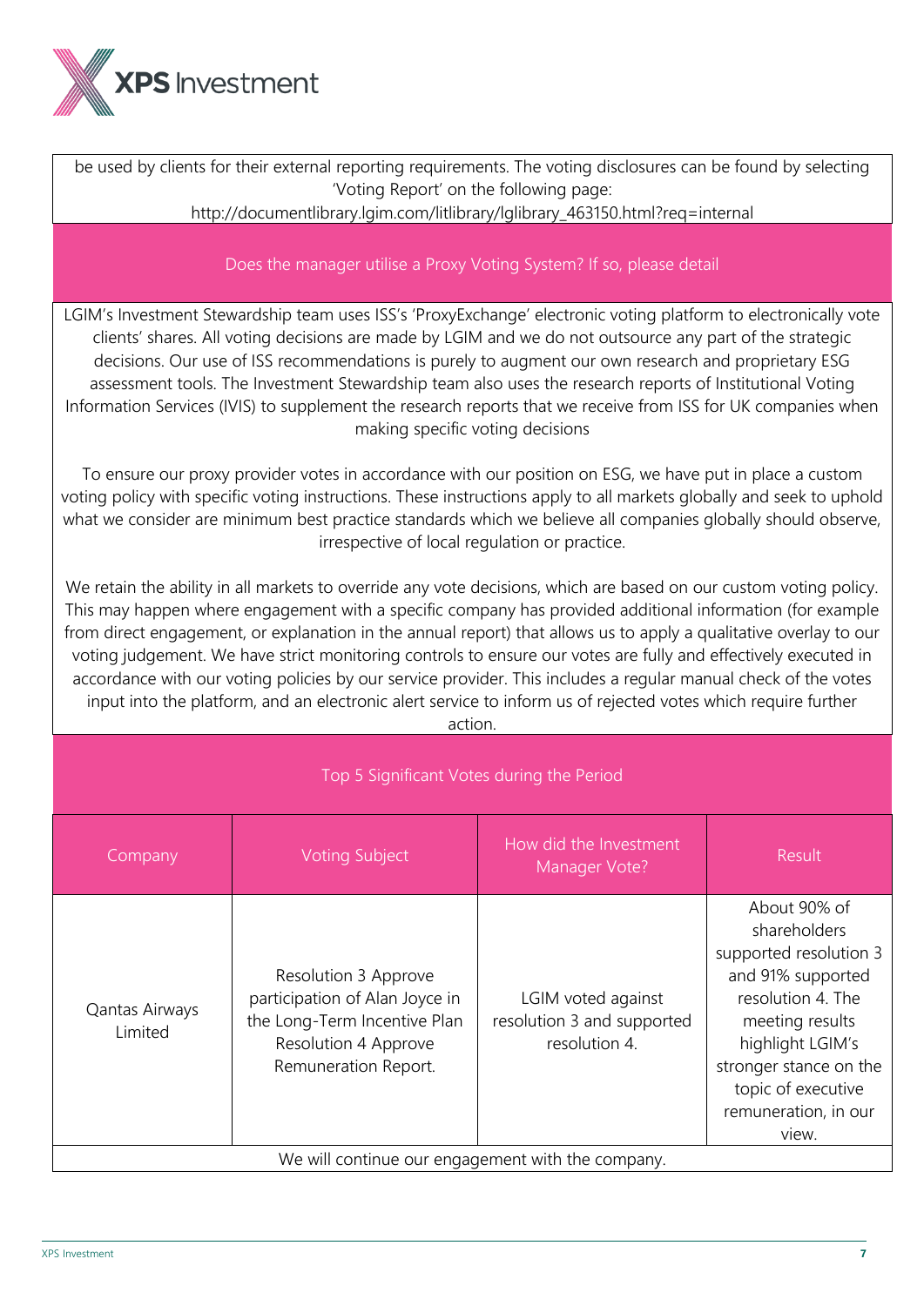be used by clients for their external reporting requirements. The voting disclosures can be found by selecting 'Voting Report' on the following page:
http://documentlibrary.lgim.com/litlibrary/lglibrary_463150.html?req=internal

### Does the manager utilise a Proxy Voting System? If so, please detail

LGIM's Investment Stewardship team uses ISS's 'ProxyExchange' electronic voting platform to electronically vote clients' shares. All voting decisions are made by LGIM and we do not outsource any part of the strategic decisions. Our use of ISS recommendations is purely to augment our own research and proprietary ESG assessment tools. The Investment Stewardship team also uses the research reports of Institutional Voting Information Services (IVIS) to supplement the research reports that we receive from ISS for UK companies when making specific voting decisions

To ensure our proxy provider votes in accordance with our position on ESG, we have put in place a custom voting policy with specific voting instructions. These instructions apply to all markets globally and seek to uphold what we consider are minimum best practice standards which we believe all companies globally should observe, irrespective of local regulation or practice.

We retain the ability in all markets to override any vote decisions, which are based on our custom voting policy. This may happen where engagement with a specific company has provided additional information (for example from direct engagement, or explanation in the annual report) that allows us to apply a qualitative overlay to our voting judgement. We have strict monitoring controls to ensure our votes are fully and effectively executed in accordance with our voting policies by our service provider. This includes a regular manual check of the votes input into the platform, and an electronic alert service to inform us of rejected votes which require further action.

### Top 5 Significant Votes during the Period

| Company | Voting Subject | How did the Investment Manager Vote? | Result |
|---|---|---|---|
| Qantas Airways Limited | Resolution 3 Approve participation of Alan Joyce in the Long-Term Incentive Plan Resolution 4 Approve Remuneration Report. | LGIM voted against resolution 3 and supported resolution 4. | About 90% of shareholders supported resolution 3 and 91% supported resolution 4. The meeting results highlight LGIM's stronger stance on the topic of executive remuneration, in our view. |
| We will continue our engagement with the company. | | | |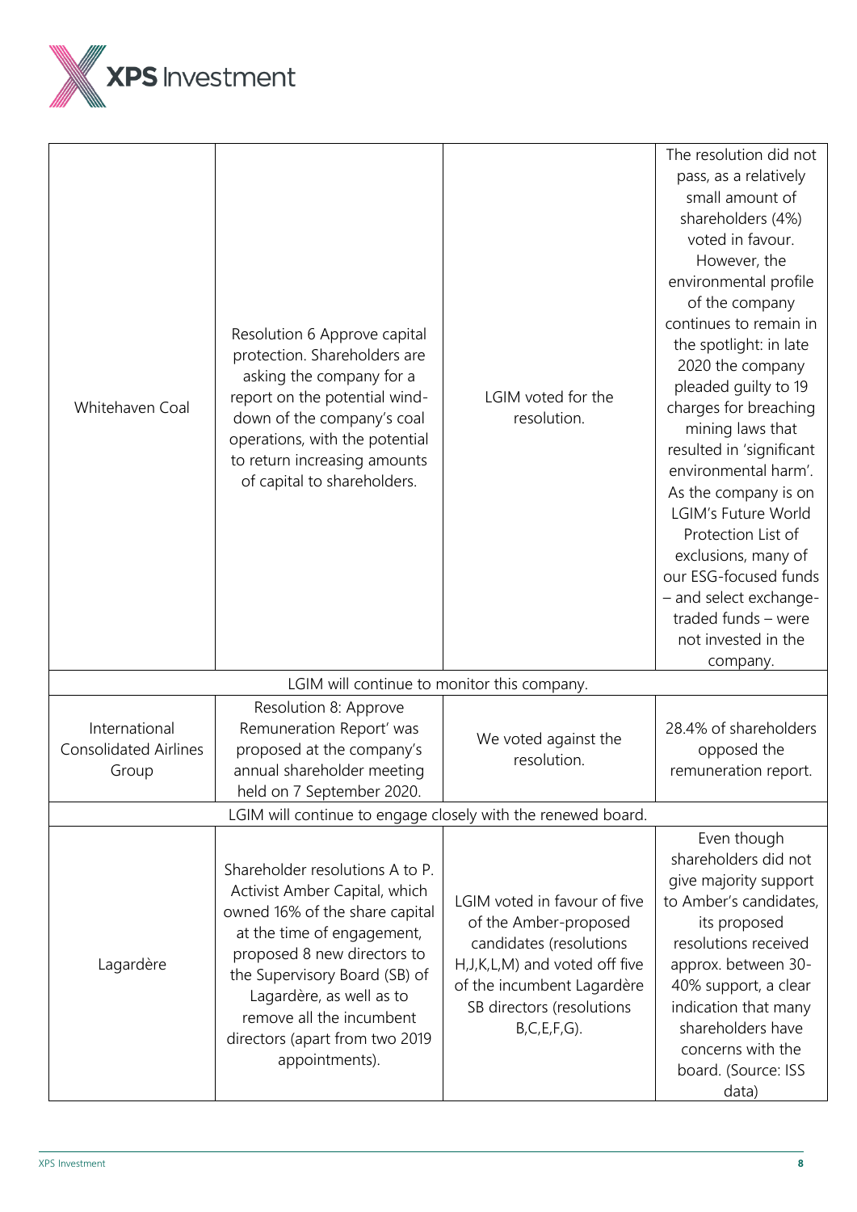| | | | |
|---|---|---|---|
| Whitehaven Coal | Resolution 6 Approve capital protection. Shareholders are asking the company for a report on the potential wind-down of the company's coal operations, with the potential to return increasing amounts of capital to shareholders. | LGIM voted for the resolution. | The resolution did not pass, as a relatively small amount of shareholders (4%) voted in favour. However, the environmental profile of the company continues to remain in the spotlight: in late 2020 the company pleaded guilty to 19 charges for breaching mining laws that resulted in 'significant environmental harm'. As the company is on LGIM's Future World Protection List of exclusions, many of our ESG-focused funds – and select exchange-traded funds – were not invested in the company. |
| LGIM will continue to monitor this company. | | | |
| International Consolidated Airlines Group | Resolution 8: Approve Remuneration Report' was proposed at the company's annual shareholder meeting held on 7 September 2020. | We voted against the resolution. | 28.4% of shareholders opposed the remuneration report. |
| LGIM will continue to engage closely with the renewed board. | | | |
| Lagardère | Shareholder resolutions A to P. Activist Amber Capital, which owned 16% of the share capital at the time of engagement, proposed 8 new directors to the Supervisory Board (SB) of Lagardère, as well as to remove all the incumbent directors (apart from two 2019 appointments). | LGIM voted in favour of five of the Amber-proposed candidates (resolutions H,J,K,L,M) and voted off five of the incumbent Lagardère SB directors (resolutions B,C,E,F,G). | Even though shareholders did not give majority support to Amber's candidates, its proposed resolutions received approx. between 30-40% support, a clear indication that many shareholders have concerns with the board. (Source: ISS data) |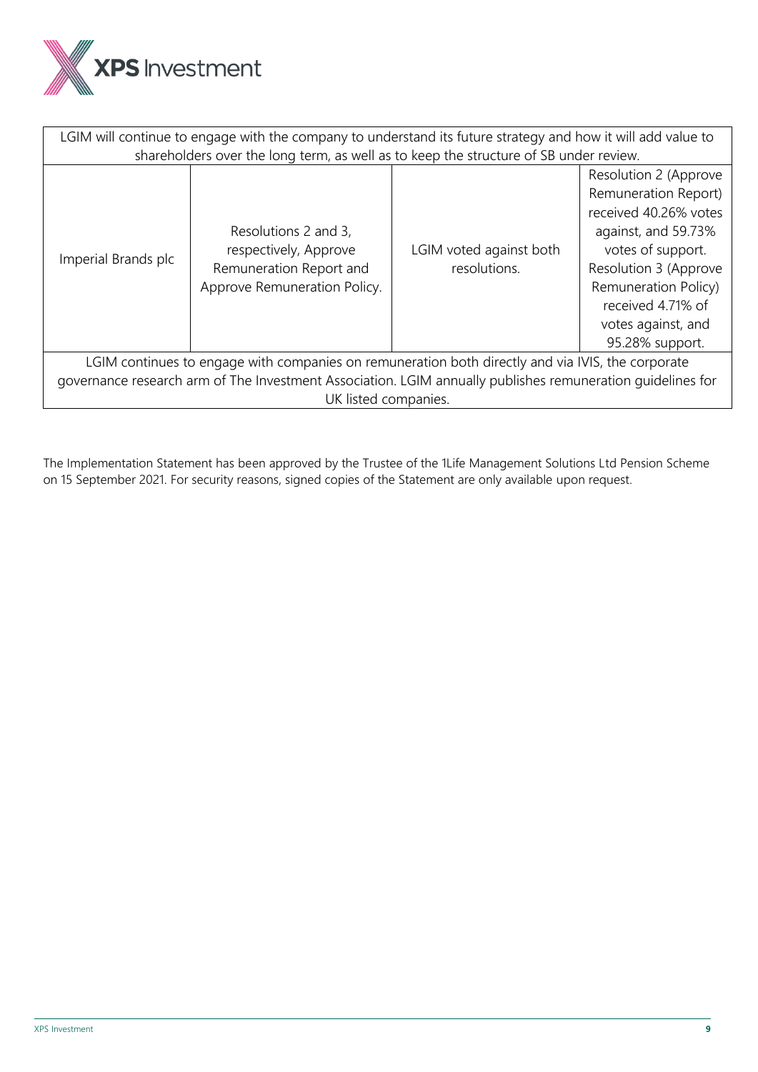| | | | |
|---|---|---|---|
| LGIM will continue to engage with the company to understand its future strategy and how it will add value to shareholders over the long term, as well as to keep the structure of SB under review. | | | |
| Imperial Brands plc | Resolutions 2 and 3, respectively, Approve Remuneration Report and Approve Remuneration Policy. | LGIM voted against both resolutions. | Resolution 2 (Approve Remuneration Report) received 40.26% votes against, and 59.73% votes of support. Resolution 3 (Approve Remuneration Policy) received 4.71% of votes against, and 95.28% support. |
| LGIM continues to engage with companies on remuneration both directly and via IVIS, the corporate governance research arm of The Investment Association. LGIM annually publishes remuneration guidelines for UK listed companies. | | | |

The Implementation Statement has been approved by the Trustee of the 1Life Management Solutions Ltd Pension Scheme on 15 September 2021. For security reasons, signed copies of the Statement are only available upon request.